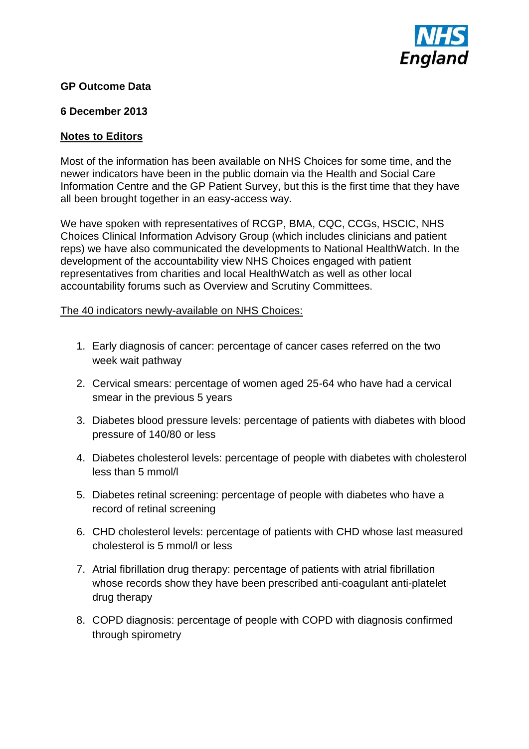**GP Outcome Data**

**6 December 2013**

**Notes to Editors**

Most of the information has been available on NHS Choices for some time, and the newer indicators have been in the public domain via the Health and Social Care Information Centre and the GP Patient Survey, but this is the first time that they have all been brought together in an easy-access way.

We have spoken with representatives of RCGP, BMA, CQC, CCGs, HSCIC, NHS Choices Clinical Information Advisory Group (which includes clinicians and patient reps) we have also communicated the developments to National HealthWatch. In the development of the accountability view NHS Choices engaged with patient representatives from charities and local HealthWatch as well as other local accountability forums such as Overview and Scrutiny Committees.

The 40 indicators newly-available on NHS Choices:

1. Early diagnosis of cancer: percentage of cancer cases referred on the two week wait pathway
2. Cervical smears: percentage of women aged 25-64 who have had a cervical smear in the previous 5 years
3. Diabetes blood pressure levels: percentage of patients with diabetes with blood pressure of 140/80 or less
4. Diabetes cholesterol levels: percentage of people with diabetes with cholesterol less than 5 mmol/l
5. Diabetes retinal screening: percentage of people with diabetes who have a record of retinal screening
6. CHD cholesterol levels: percentage of patients with CHD whose last measured cholesterol is 5 mmol/l or less
7. Atrial fibrillation drug therapy: percentage of patients with atrial fibrillation whose records show they have been prescribed anti-coagulant anti-platelet drug therapy
8. COPD diagnosis: percentage of people with COPD with diagnosis confirmed through spirometry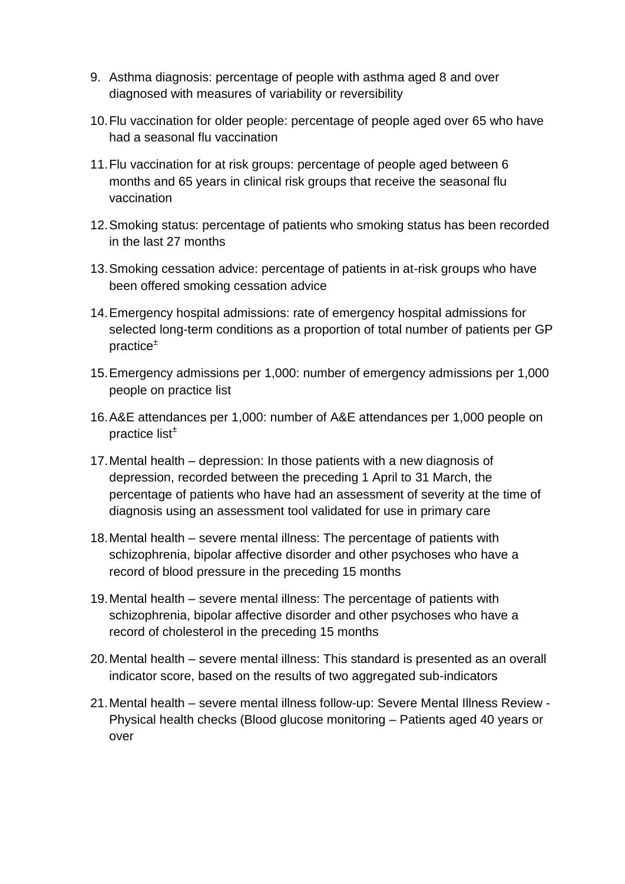9. Asthma diagnosis: percentage of people with asthma aged 8 and over diagnosed with measures of variability or reversibility

10. Flu vaccination for older people: percentage of people aged over 65 who have had a seasonal flu vaccination

11. Flu vaccination for at risk groups: percentage of people aged between 6 months and 65 years in clinical risk groups that receive the seasonal flu vaccination

12. Smoking status: percentage of patients who smoking status has been recorded in the last 27 months

13. Smoking cessation advice: percentage of patients in at-risk groups who have been offered smoking cessation advice

14. Emergency hospital admissions: rate of emergency hospital admissions for selected long-term conditions as a proportion of total number of patients per GP practice[±]

15. Emergency admissions per 1,000: number of emergency admissions per 1,000 people on practice list

16. A&E attendances per 1,000: number of A&E attendances per 1,000 people on practice list[±]

17. Mental health – depression: In those patients with a new diagnosis of depression, recorded between the preceding 1 April to 31 March, the percentage of patients who have had an assessment of severity at the time of diagnosis using an assessment tool validated for use in primary care

18. Mental health – severe mental illness: The percentage of patients with schizophrenia, bipolar affective disorder and other psychoses who have a record of blood pressure in the preceding 15 months

19. Mental health – severe mental illness: The percentage of patients with schizophrenia, bipolar affective disorder and other psychoses who have a record of cholesterol in the preceding 15 months

20. Mental health – severe mental illness: This standard is presented as an overall indicator score, based on the results of two aggregated sub-indicators

21. Mental health – severe mental illness follow-up: Severe Mental Illness Review - Physical health checks (Blood glucose monitoring – Patients aged 40 years or over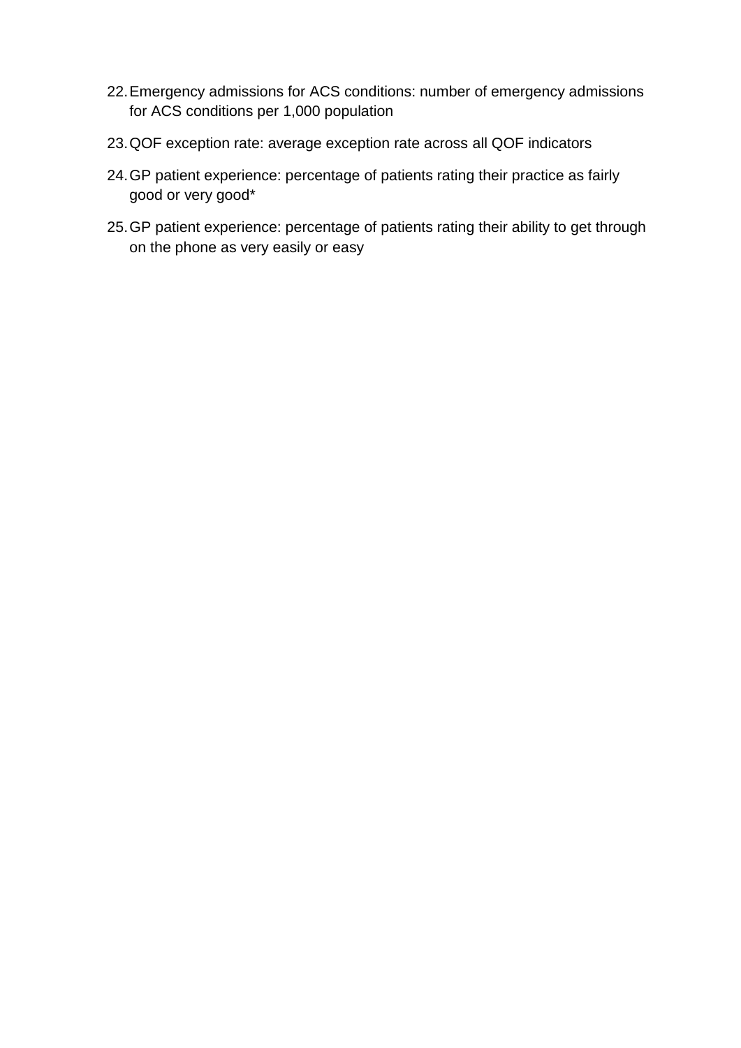22. Emergency admissions for ACS conditions: number of emergency admissions for ACS conditions per 1,000 population
23. QOF exception rate: average exception rate across all QOF indicators
24. GP patient experience: percentage of patients rating their practice as fairly good or very good*
25. GP patient experience: percentage of patients rating their ability to get through on the phone as very easily or easy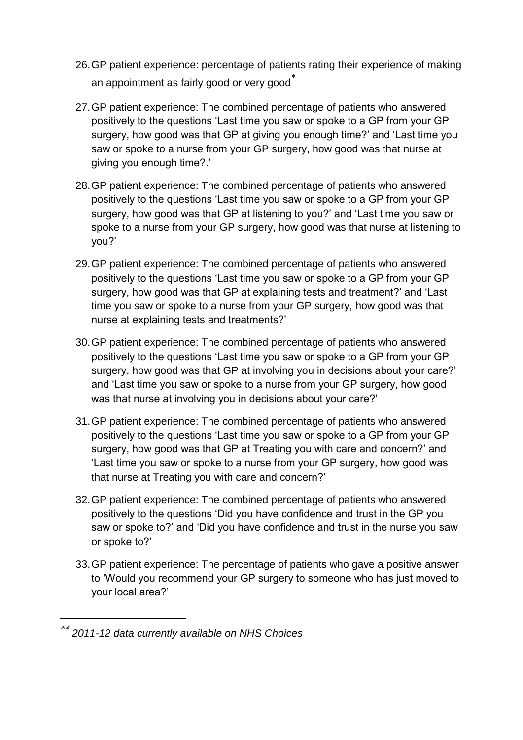26. GP patient experience: percentage of patients rating their experience of making an appointment as fairly good or very good[*]

27. GP patient experience: The combined percentage of patients who answered positively to the questions 'Last time you saw or spoke to a GP from your GP surgery, how good was that GP at giving you enough time?' and 'Last time you saw or spoke to a nurse from your GP surgery, how good was that nurse at giving you enough time?.'

28. GP patient experience: The combined percentage of patients who answered positively to the questions 'Last time you saw or spoke to a GP from your GP surgery, how good was that GP at listening to you?' and 'Last time you saw or spoke to a nurse from your GP surgery, how good was that nurse at listening to you?'

29. GP patient experience: The combined percentage of patients who answered positively to the questions 'Last time you saw or spoke to a GP from your GP surgery, how good was that GP at explaining tests and treatment?' and 'Last time you saw or spoke to a nurse from your GP surgery, how good was that nurse at explaining tests and treatments?'

30. GP patient experience: The combined percentage of patients who answered positively to the questions 'Last time you saw or spoke to a GP from your GP surgery, how good was that GP at involving you in decisions about your care?' and 'Last time you saw or spoke to a nurse from your GP surgery, how good was that nurse at involving you in decisions about your care?'

31. GP patient experience: The combined percentage of patients who answered positively to the questions 'Last time you saw or spoke to a GP from your GP surgery, how good was that GP at Treating you with care and concern?' and 'Last time you saw or spoke to a nurse from your GP surgery, how good was that nurse at Treating you with care and concern?'

32. GP patient experience: The combined percentage of patients who answered positively to the questions 'Did you have confidence and trust in the GP you saw or spoke to?' and 'Did you have confidence and trust in the nurse you saw or spoke to?'

33. GP patient experience: The percentage of patients who gave a positive answer to 'Would you recommend your GP surgery to someone who has just moved to your local area?'

---

[**] *2011-12 data currently available on NHS Choices*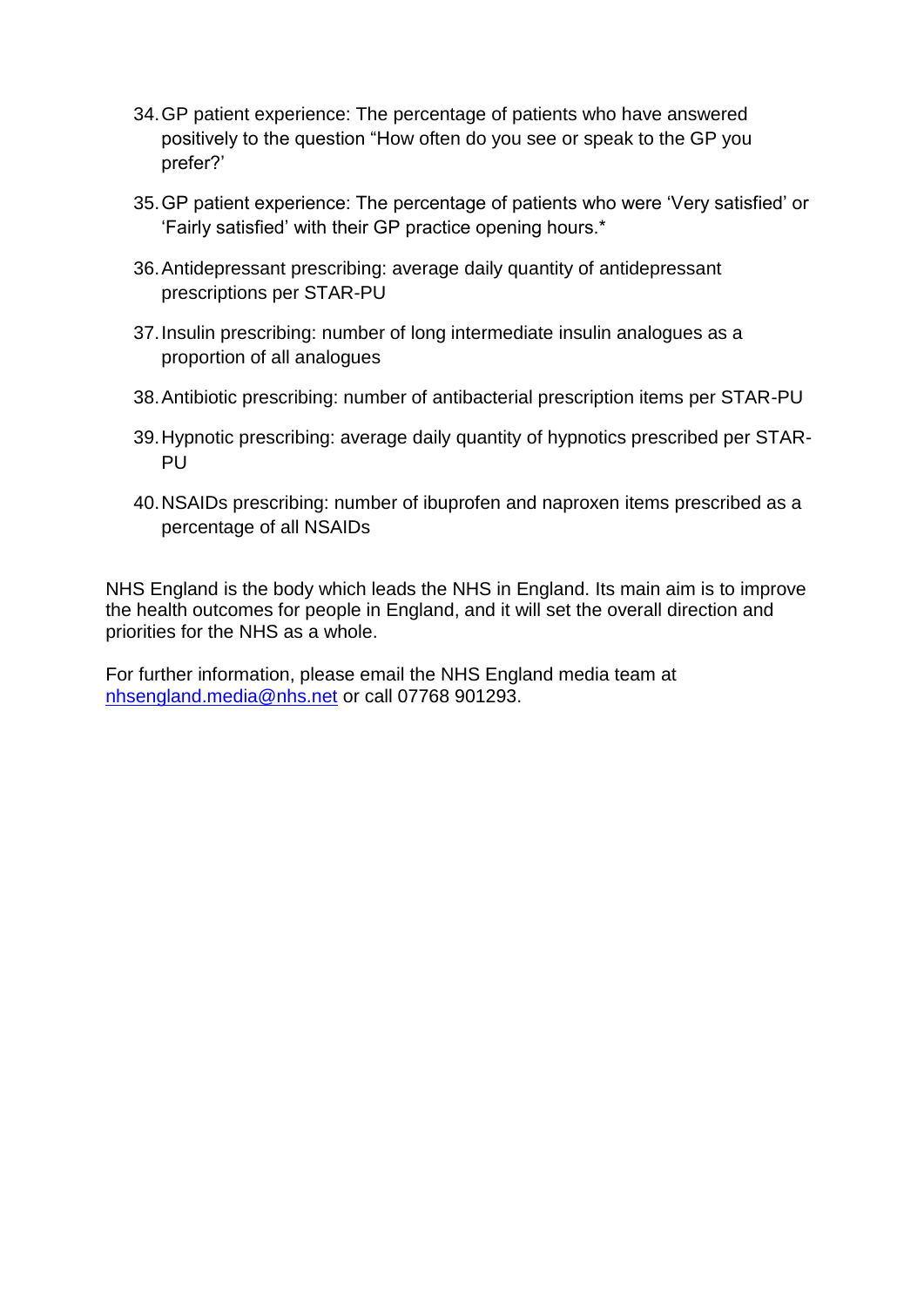34. GP patient experience: The percentage of patients who have answered positively to the question “How often do you see or speak to the GP you prefer?’

35. GP patient experience: The percentage of patients who were ‘Very satisfied’ or ‘Fairly satisfied’ with their GP practice opening hours.*

36. Antidepressant prescribing: average daily quantity of antidepressant prescriptions per STAR-PU

37. Insulin prescribing: number of long intermediate insulin analogues as a proportion of all analogues

38. Antibiotic prescribing: number of antibacterial prescription items per STAR-PU

39. Hypnotic prescribing: average daily quantity of hypnotics prescribed per STAR-PU

40. NSAIDs prescribing: number of ibuprofen and naproxen items prescribed as a percentage of all NSAIDs

NHS England is the body which leads the NHS in England. Its main aim is to improve the health outcomes for people in England, and it will set the overall direction and priorities for the NHS as a whole.

For further information, please email the NHS England media team at nhsengland.media@nhs.net or call 07768 901293.